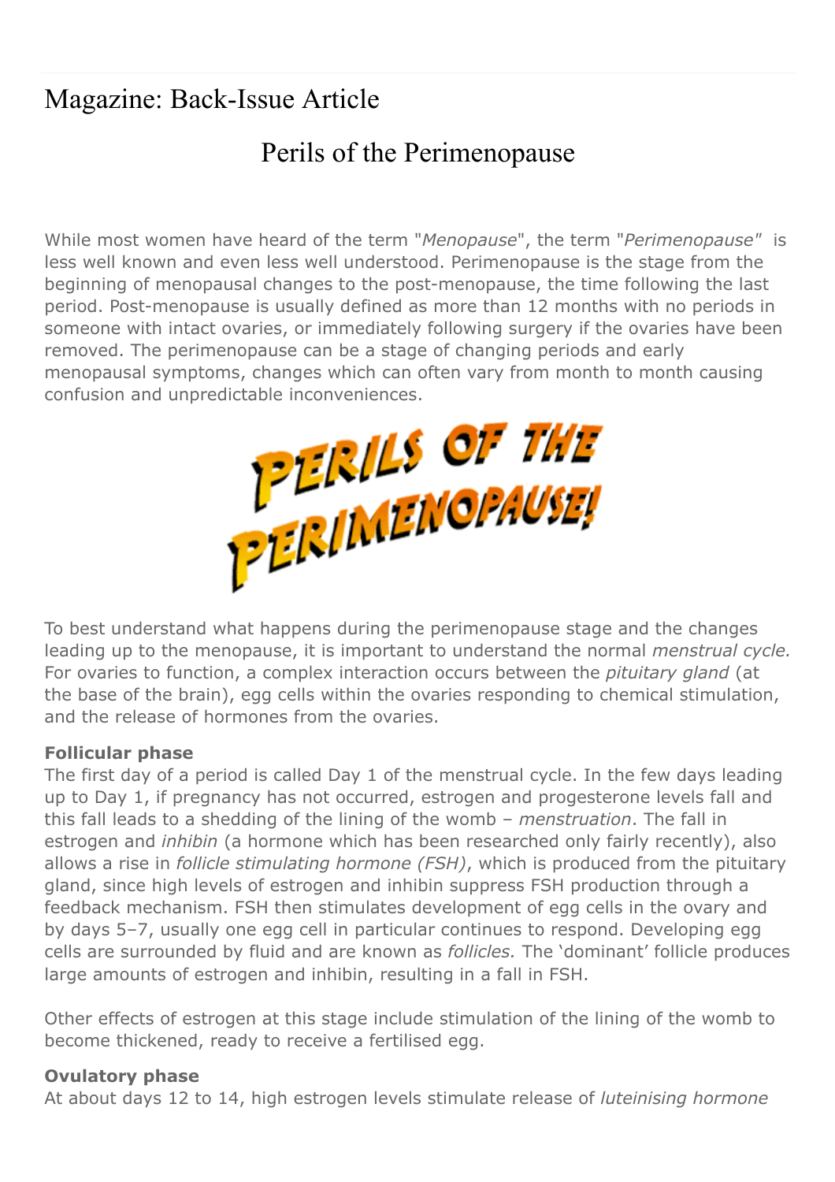# Magazine: Back-Issue Article

## Perils of the Perimenopause

While most women have heard of the term "*Menopause*", the term "*Perimenopause*" is less well known and even less well understood. Perimenopause is the stage from the beginning of menopausal changes to the post-menopause, the time following the last period. Post-menopause is usually defined as more than 12 months with no periods in someone with intact ovaries, or immediately following surgery if the ovaries have been removed. The perimenopause can be a stage of changing periods and early menopausal symptoms, changes which can often vary from month to month causing confusion and unpredictable inconveniences.

PERILS OF THE PERIMENOPAUSE!

To best understand what happens during the perimenopause stage and the changes leading up to the menopause, it is important to understand the normal *menstrual cycle.* For ovaries to function, a complex interaction occurs between the *pituitary gland* (at the base of the brain), egg cells within the ovaries responding to chemical stimulation, and the release of hormones from the ovaries.

**Follicular phase**
The first day of a period is called Day 1 of the menstrual cycle. In the few days leading up to Day 1, if pregnancy has not occurred, estrogen and progesterone levels fall and this fall leads to a shedding of the lining of the womb – *menstruation*. The fall in estrogen and *inhibin* (a hormone which has been researched only fairly recently), also allows a rise in *follicle stimulating hormone (FSH)*, which is produced from the pituitary gland, since high levels of estrogen and inhibin suppress FSH production through a feedback mechanism. FSH then stimulates development of egg cells in the ovary and by days 5–7, usually one egg cell in particular continues to respond. Developing egg cells are surrounded by fluid and are known as *follicles.* The 'dominant' follicle produces large amounts of estrogen and inhibin, resulting in a fall in FSH.

Other effects of estrogen at this stage include stimulation of the lining of the womb to become thickened, ready to receive a fertilised egg.

**Ovulatory phase**
At about days 12 to 14, high estrogen levels stimulate release of *luteinising hormone*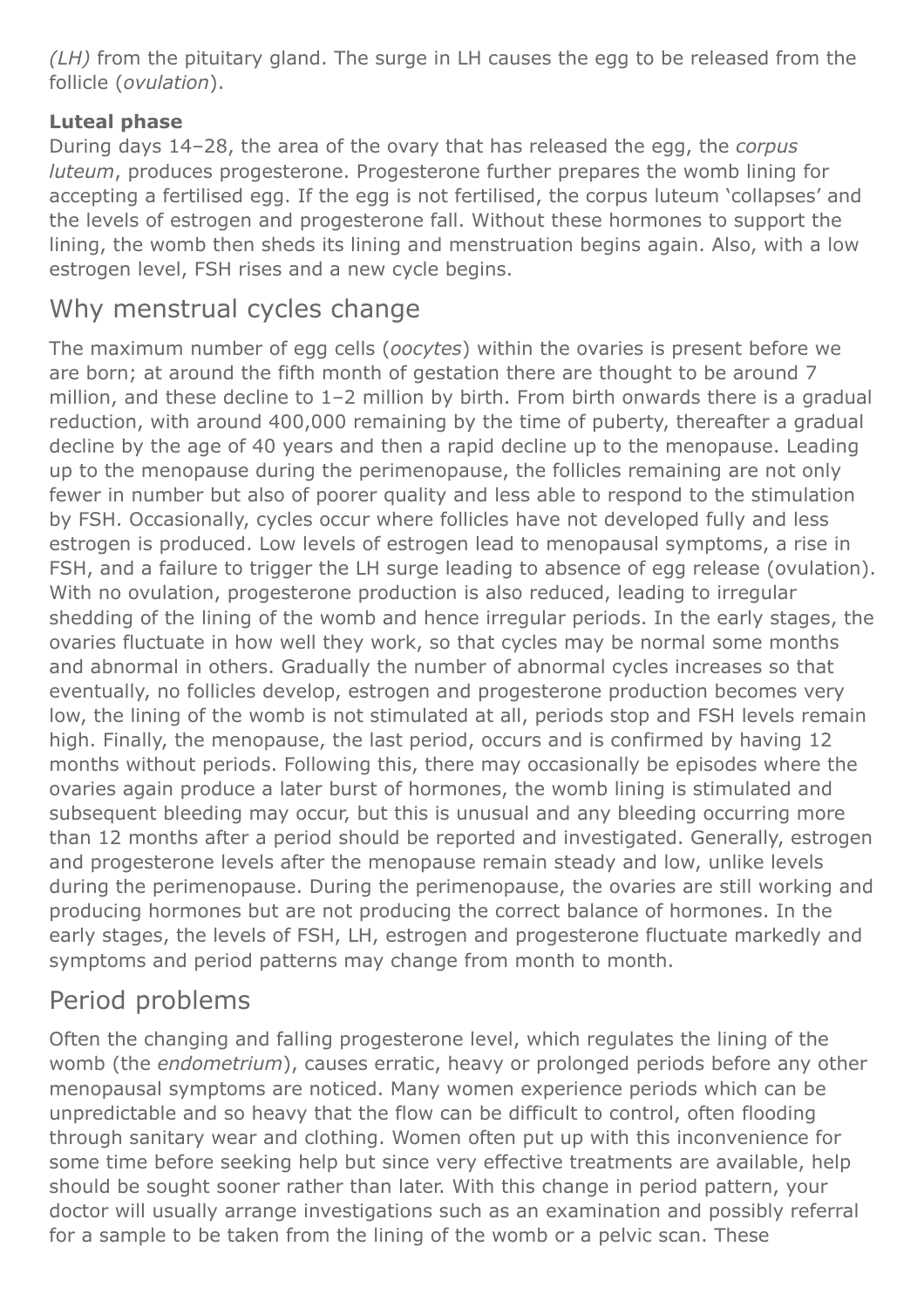*(LH)* from the pituitary gland. The surge in LH causes the egg to be released from the follicle (*ovulation*).

**Luteal phase**

During days 14–28, the area of the ovary that has released the egg, the *corpus luteum*, produces progesterone. Progesterone further prepares the womb lining for accepting a fertilised egg. If the egg is not fertilised, the corpus luteum 'collapses' and the levels of estrogen and progesterone fall. Without these hormones to support the lining, the womb then sheds its lining and menstruation begins again. Also, with a low estrogen level, FSH rises and a new cycle begins.

## Why menstrual cycles change

The maximum number of egg cells (*oocytes*) within the ovaries is present before we are born; at around the fifth month of gestation there are thought to be around 7 million, and these decline to 1–2 million by birth. From birth onwards there is a gradual reduction, with around 400,000 remaining by the time of puberty, thereafter a gradual decline by the age of 40 years and then a rapid decline up to the menopause. Leading up to the menopause during the perimenopause, the follicles remaining are not only fewer in number but also of poorer quality and less able to respond to the stimulation by FSH. Occasionally, cycles occur where follicles have not developed fully and less estrogen is produced. Low levels of estrogen lead to menopausal symptoms, a rise in FSH, and a failure to trigger the LH surge leading to absence of egg release (ovulation). With no ovulation, progesterone production is also reduced, leading to irregular shedding of the lining of the womb and hence irregular periods. In the early stages, the ovaries fluctuate in how well they work, so that cycles may be normal some months and abnormal in others. Gradually the number of abnormal cycles increases so that eventually, no follicles develop, estrogen and progesterone production becomes very low, the lining of the womb is not stimulated at all, periods stop and FSH levels remain high. Finally, the menopause, the last period, occurs and is confirmed by having 12 months without periods. Following this, there may occasionally be episodes where the ovaries again produce a later burst of hormones, the womb lining is stimulated and subsequent bleeding may occur, but this is unusual and any bleeding occurring more than 12 months after a period should be reported and investigated. Generally, estrogen and progesterone levels after the menopause remain steady and low, unlike levels during the perimenopause. During the perimenopause, the ovaries are still working and producing hormones but are not producing the correct balance of hormones. In the early stages, the levels of FSH, LH, estrogen and progesterone fluctuate markedly and symptoms and period patterns may change from month to month.

## Period problems

Often the changing and falling progesterone level, which regulates the lining of the womb (the *endometrium*), causes erratic, heavy or prolonged periods before any other menopausal symptoms are noticed. Many women experience periods which can be unpredictable and so heavy that the flow can be difficult to control, often flooding through sanitary wear and clothing. Women often put up with this inconvenience for some time before seeking help but since very effective treatments are available, help should be sought sooner rather than later. With this change in period pattern, your doctor will usually arrange investigations such as an examination and possibly referral for a sample to be taken from the lining of the womb or a pelvic scan. These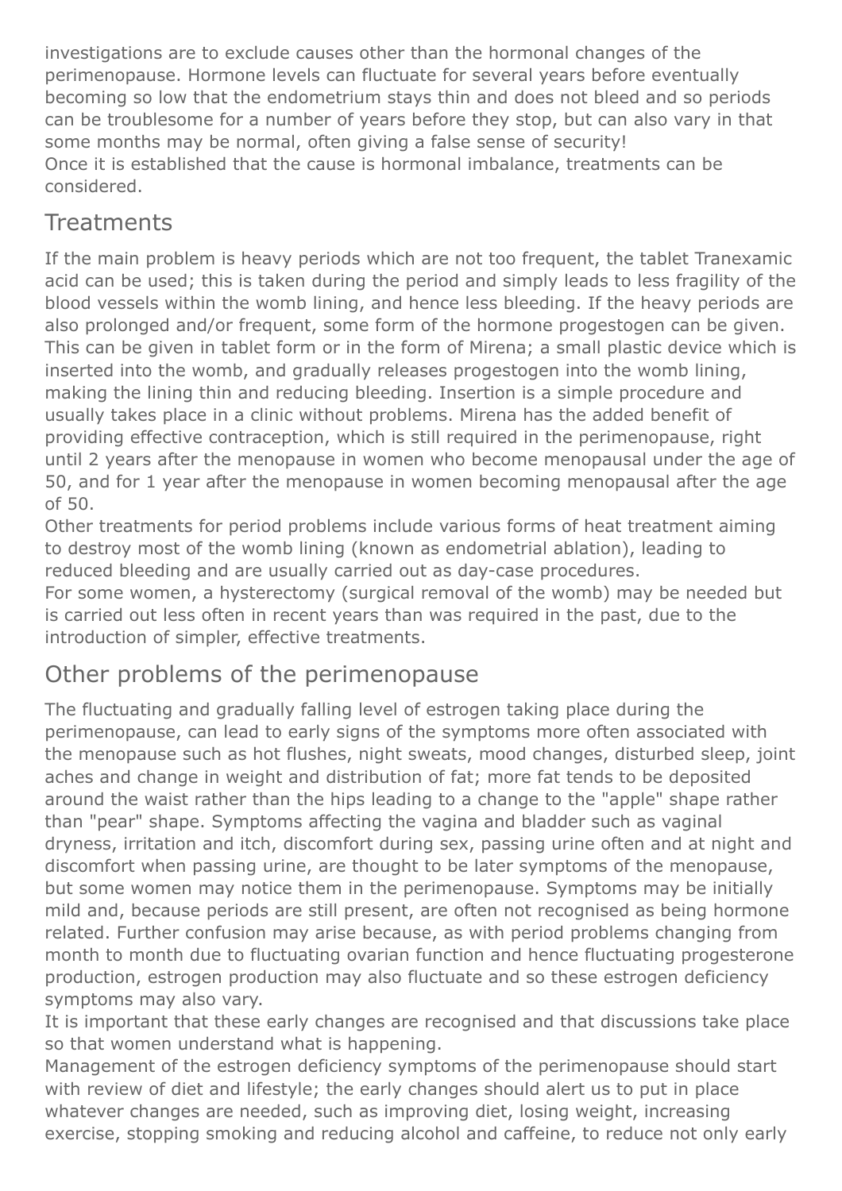investigations are to exclude causes other than the hormonal changes of the perimenopause. Hormone levels can fluctuate for several years before eventually becoming so low that the endometrium stays thin and does not bleed and so periods can be troublesome for a number of years before they stop, but can also vary in that some months may be normal, often giving a false sense of security!
Once it is established that the cause is hormonal imbalance, treatments can be considered.

## Treatments

If the main problem is heavy periods which are not too frequent, the tablet Tranexamic acid can be used; this is taken during the period and simply leads to less fragility of the blood vessels within the womb lining, and hence less bleeding. If the heavy periods are also prolonged and/or frequent, some form of the hormone progestogen can be given. This can be given in tablet form or in the form of Mirena; a small plastic device which is inserted into the womb, and gradually releases progestogen into the womb lining, making the lining thin and reducing bleeding. Insertion is a simple procedure and usually takes place in a clinic without problems. Mirena has the added benefit of providing effective contraception, which is still required in the perimenopause, right until 2 years after the menopause in women who become menopausal under the age of 50, and for 1 year after the menopause in women becoming menopausal after the age of 50.
Other treatments for period problems include various forms of heat treatment aiming to destroy most of the womb lining (known as endometrial ablation), leading to reduced bleeding and are usually carried out as day-case procedures.
For some women, a hysterectomy (surgical removal of the womb) may be needed but is carried out less often in recent years than was required in the past, due to the introduction of simpler, effective treatments.

## Other problems of the perimenopause

The fluctuating and gradually falling level of estrogen taking place during the perimenopause, can lead to early signs of the symptoms more often associated with the menopause such as hot flushes, night sweats, mood changes, disturbed sleep, joint aches and change in weight and distribution of fat; more fat tends to be deposited around the waist rather than the hips leading to a change to the "apple" shape rather than "pear" shape. Symptoms affecting the vagina and bladder such as vaginal dryness, irritation and itch, discomfort during sex, passing urine often and at night and discomfort when passing urine, are thought to be later symptoms of the menopause, but some women may notice them in the perimenopause. Symptoms may be initially mild and, because periods are still present, are often not recognised as being hormone related. Further confusion may arise because, as with period problems changing from month to month due to fluctuating ovarian function and hence fluctuating progesterone production, estrogen production may also fluctuate and so these estrogen deficiency symptoms may also vary.
It is important that these early changes are recognised and that discussions take place so that women understand what is happening.
Management of the estrogen deficiency symptoms of the perimenopause should start with review of diet and lifestyle; the early changes should alert us to put in place whatever changes are needed, such as improving diet, losing weight, increasing exercise, stopping smoking and reducing alcohol and caffeine, to reduce not only early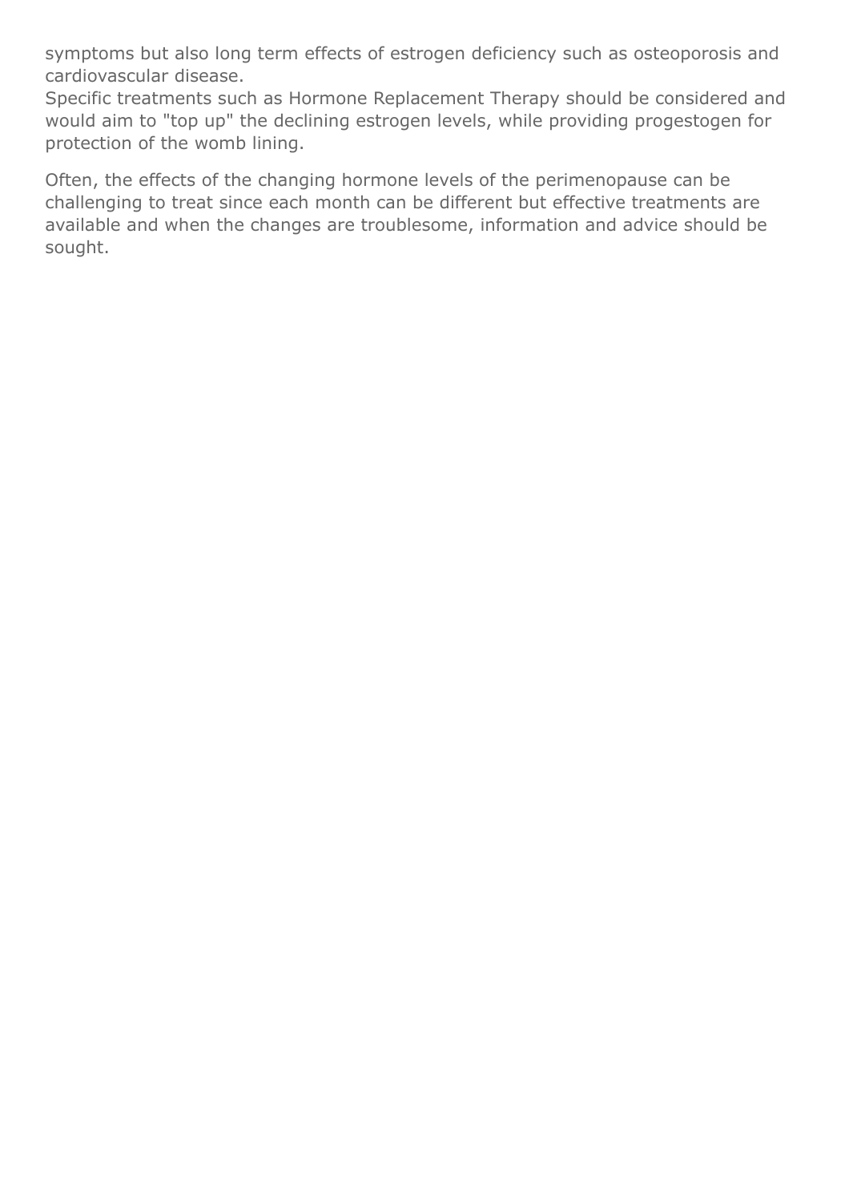symptoms but also long term effects of estrogen deficiency such as osteoporosis and cardiovascular disease.
Specific treatments such as Hormone Replacement Therapy should be considered and would aim to "top up" the declining estrogen levels, while providing progestogen for protection of the womb lining.

Often, the effects of the changing hormone levels of the perimenopause can be challenging to treat since each month can be different but effective treatments are available and when the changes are troublesome, information and advice should be sought.